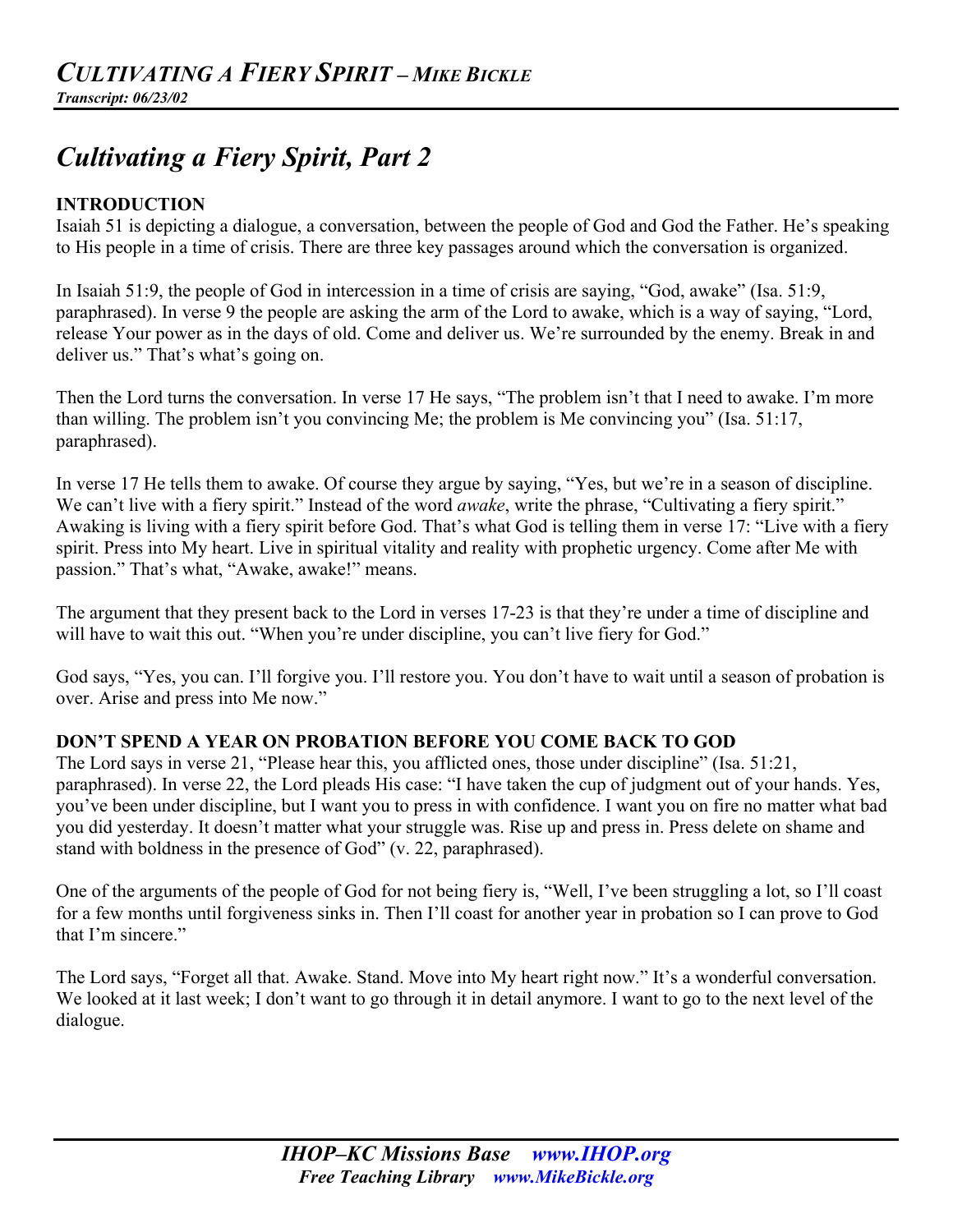# Cultivating a Fiery Spirit, Part 2

## INTRODUCTION

Isaiah 51 is depicting a dialogue, a conversation, between the people of God and God the Father. He's speaking to His people in a time of crisis. There are three key passages around which the conversation is organized.

In Isaiah 51:9, the people of God in intercession in a time of crisis are saying, "God, awake" (Isa. 51:9, paraphrased). In verse 9 the people are asking the arm of the Lord to awake, which is a way of saying, "Lord, release Your power as in the days of old. Come and deliver us. We're surrounded by the enemy. Break in and deliver us." That's what's going on.

Then the Lord turns the conversation. In verse 17 He says, "The problem isn't that I need to awake. I'm more than willing. The problem isn't you convincing Me; the problem is Me convincing you" (Isa. 51:17, paraphrased).

In verse 17 He tells them to awake. Of course they argue by saying, "Yes, but we're in a season of discipline. We can't live with a fiery spirit." Instead of the word *awake*, write the phrase, "Cultivating a fiery spirit." Awaking is living with a fiery spirit before God. That's what God is telling them in verse 17: "Live with a fiery spirit. Press into My heart. Live in spiritual vitality and reality with prophetic urgency. Come after Me with passion." That's what, "Awake, awake!" means.

The argument that they present back to the Lord in verses 17-23 is that they're under a time of discipline and will have to wait this out. "When you're under discipline, you can't live fiery for God."

God says, "Yes, you can. I'll forgive you. I'll restore you. You don't have to wait until a season of probation is over. Arise and press into Me now."

## DON'T SPEND A YEAR ON PROBATION BEFORE YOU COME BACK TO GOD

The Lord says in verse 21, "Please hear this, you afflicted ones, those under discipline" (Isa. 51:21, paraphrased). In verse 22, the Lord pleads His case: "I have taken the cup of judgment out of your hands. Yes, you've been under discipline, but I want you to press in with confidence. I want you on fire no matter what bad you did yesterday. It doesn't matter what your struggle was. Rise up and press in. Press delete on shame and stand with boldness in the presence of God" (v. 22, paraphrased).

One of the arguments of the people of God for not being fiery is, "Well, I've been struggling a lot, so I'll coast for a few months until forgiveness sinks in. Then I'll coast for another year in probation so I can prove to God that I'm sincere."

The Lord says, "Forget all that. Awake. Stand. Move into My heart right now." It's a wonderful conversation. We looked at it last week; I don't want to go through it in detail anymore. I want to go to the next level of the dialogue.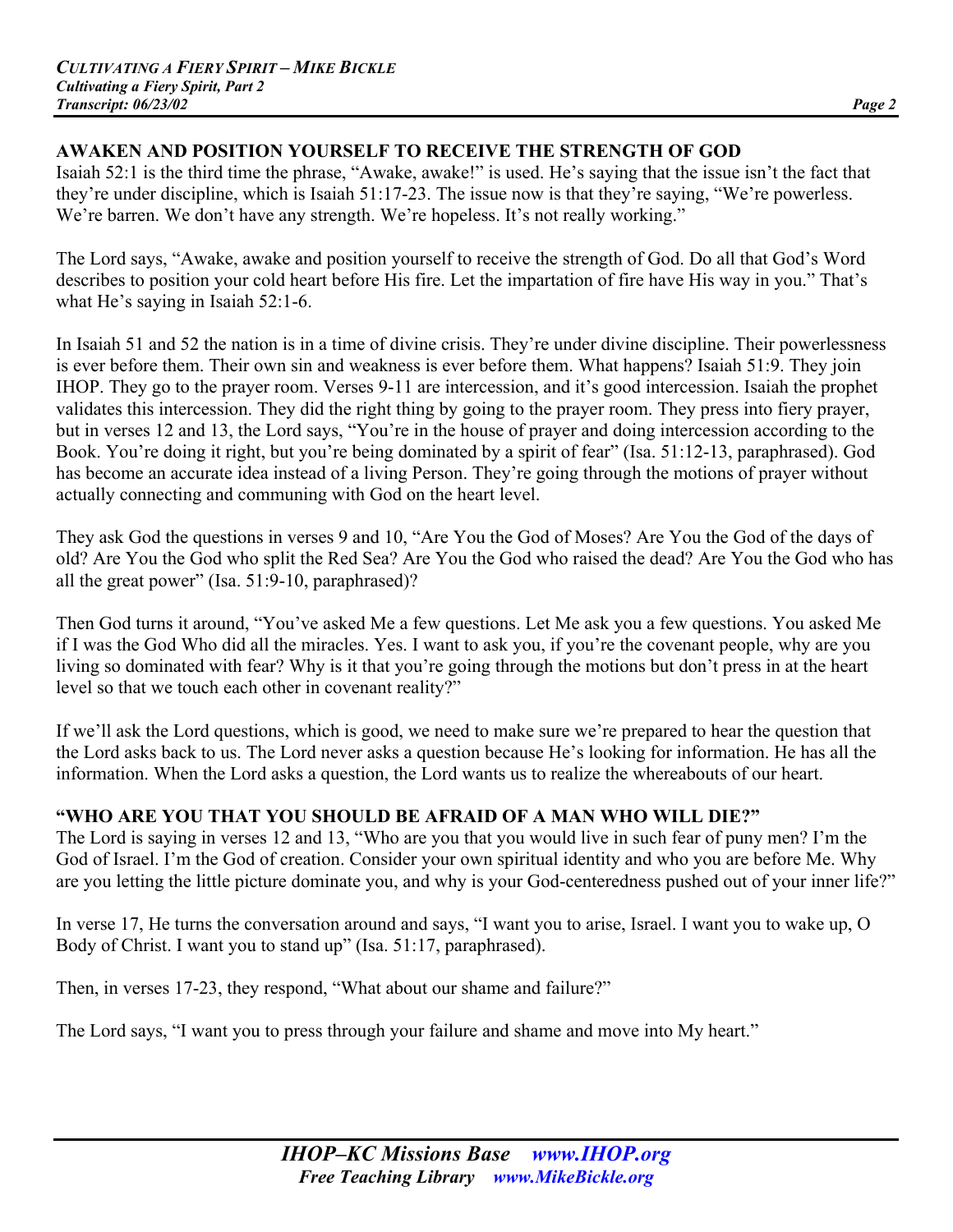## AWAKEN AND POSITION YOURSELF TO RECEIVE THE STRENGTH OF GOD

Isaiah 52:1 is the third time the phrase, "Awake, awake!" is used. He's saying that the issue isn't the fact that they're under discipline, which is Isaiah 51:17-23. The issue now is that they're saying, "We're powerless. We're barren. We don't have any strength. We're hopeless. It's not really working."

The Lord says, "Awake, awake and position yourself to receive the strength of God. Do all that God's Word describes to position your cold heart before His fire. Let the impartation of fire have His way in you." That's what He's saying in Isaiah 52:1-6.

In Isaiah 51 and 52 the nation is in a time of divine crisis. They're under divine discipline. Their powerlessness is ever before them. Their own sin and weakness is ever before them. What happens? Isaiah 51:9. They join IHOP. They go to the prayer room. Verses 9-11 are intercession, and it's good intercession. Isaiah the prophet validates this intercession. They did the right thing by going to the prayer room. They press into fiery prayer, but in verses 12 and 13, the Lord says, "You're in the house of prayer and doing intercession according to the Book. You're doing it right, but you're being dominated by a spirit of fear" (Isa. 51:12-13, paraphrased). God has become an accurate idea instead of a living Person. They're going through the motions of prayer without actually connecting and communing with God on the heart level.

They ask God the questions in verses 9 and 10, "Are You the God of Moses? Are You the God of the days of old? Are You the God who split the Red Sea? Are You the God who raised the dead? Are You the God who has all the great power" (Isa. 51:9-10, paraphrased)?

Then God turns it around, "You've asked Me a few questions. Let Me ask you a few questions. You asked Me if I was the God Who did all the miracles. Yes. I want to ask you, if you're the covenant people, why are you living so dominated with fear? Why is it that you're going through the motions but don't press in at the heart level so that we touch each other in covenant reality?"

If we'll ask the Lord questions, which is good, we need to make sure we're prepared to hear the question that the Lord asks back to us. The Lord never asks a question because He's looking for information. He has all the information. When the Lord asks a question, the Lord wants us to realize the whereabouts of our heart.

## "WHO ARE YOU THAT YOU SHOULD BE AFRAID OF A MAN WHO WILL DIE?"

The Lord is saying in verses 12 and 13, "Who are you that you would live in such fear of puny men? I'm the God of Israel. I'm the God of creation. Consider your own spiritual identity and who you are before Me. Why are you letting the little picture dominate you, and why is your God-centeredness pushed out of your inner life?"

In verse 17, He turns the conversation around and says, "I want you to arise, Israel. I want you to wake up, O Body of Christ. I want you to stand up" (Isa. 51:17, paraphrased).

Then, in verses 17-23, they respond, "What about our shame and failure?"

The Lord says, "I want you to press through your failure and shame and move into My heart."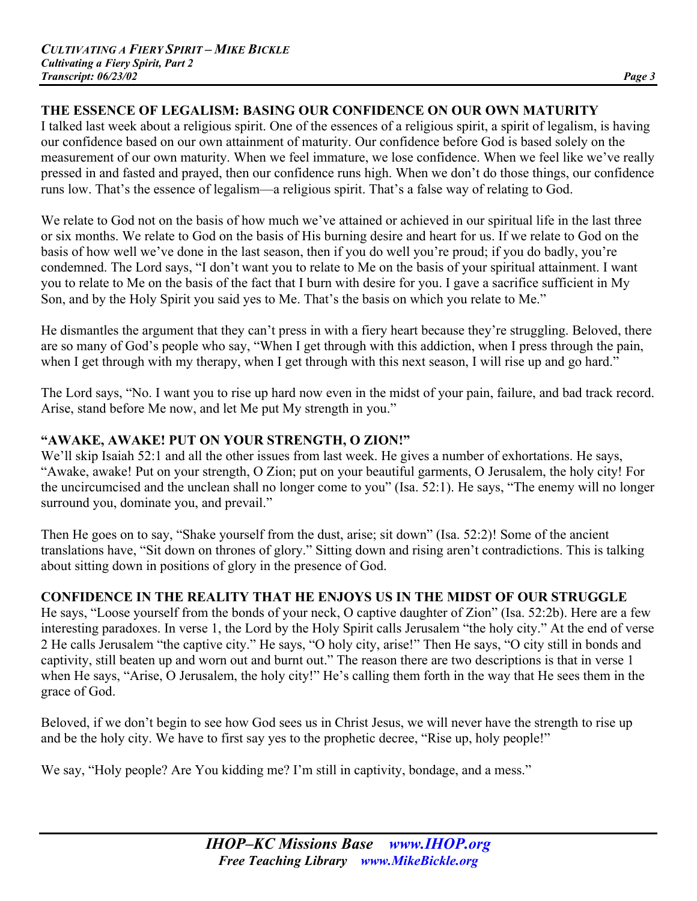## THE ESSENCE OF LEGALISM: BASING OUR CONFIDENCE ON OUR OWN MATURITY

I talked last week about a religious spirit. One of the essences of a religious spirit, a spirit of legalism, is having our confidence based on our own attainment of maturity. Our confidence before God is based solely on the measurement of our own maturity. When we feel immature, we lose confidence. When we feel like we've really pressed in and fasted and prayed, then our confidence runs high. When we don't do those things, our confidence runs low. That's the essence of legalism—a religious spirit. That's a false way of relating to God.

We relate to God not on the basis of how much we've attained or achieved in our spiritual life in the last three or six months. We relate to God on the basis of His burning desire and heart for us. If we relate to God on the basis of how well we've done in the last season, then if you do well you're proud; if you do badly, you're condemned. The Lord says, "I don't want you to relate to Me on the basis of your spiritual attainment. I want you to relate to Me on the basis of the fact that I burn with desire for you. I gave a sacrifice sufficient in My Son, and by the Holy Spirit you said yes to Me. That's the basis on which you relate to Me."

He dismantles the argument that they can't press in with a fiery heart because they're struggling. Beloved, there are so many of God's people who say, "When I get through with this addiction, when I press through the pain, when I get through with my therapy, when I get through with this next season, I will rise up and go hard."

The Lord says, "No. I want you to rise up hard now even in the midst of your pain, failure, and bad track record. Arise, stand before Me now, and let Me put My strength in you."

## "AWAKE, AWAKE! PUT ON YOUR STRENGTH, O ZION!"

We'll skip Isaiah 52:1 and all the other issues from last week. He gives a number of exhortations. He says, "Awake, awake! Put on your strength, O Zion; put on your beautiful garments, O Jerusalem, the holy city! For the uncircumcised and the unclean shall no longer come to you" (Isa. 52:1). He says, "The enemy will no longer surround you, dominate you, and prevail."

Then He goes on to say, "Shake yourself from the dust, arise; sit down" (Isa. 52:2)! Some of the ancient translations have, "Sit down on thrones of glory." Sitting down and rising aren't contradictions. This is talking about sitting down in positions of glory in the presence of God.

## CONFIDENCE IN THE REALITY THAT HE ENJOYS US IN THE MIDST OF OUR STRUGGLE

He says, "Loose yourself from the bonds of your neck, O captive daughter of Zion" (Isa. 52:2b). Here are a few interesting paradoxes. In verse 1, the Lord by the Holy Spirit calls Jerusalem "the holy city." At the end of verse 2 He calls Jerusalem "the captive city." He says, "O holy city, arise!" Then He says, "O city still in bonds and captivity, still beaten up and worn out and burnt out." The reason there are two descriptions is that in verse 1 when He says, "Arise, O Jerusalem, the holy city!" He's calling them forth in the way that He sees them in the grace of God.

Beloved, if we don't begin to see how God sees us in Christ Jesus, we will never have the strength to rise up and be the holy city. We have to first say yes to the prophetic decree, "Rise up, holy people!"

We say, "Holy people? Are You kidding me? I'm still in captivity, bondage, and a mess."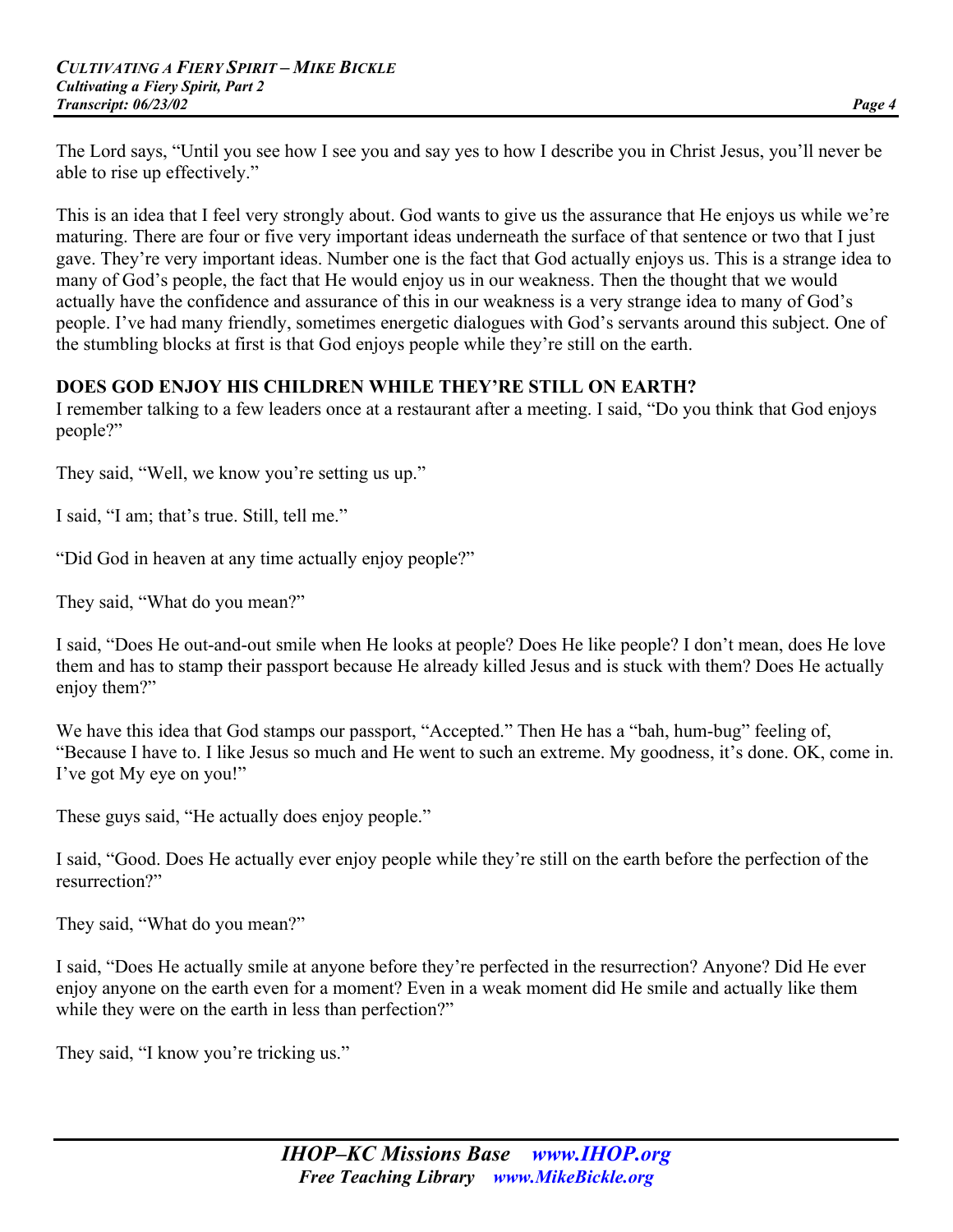The Lord says, "Until you see how I see you and say yes to how I describe you in Christ Jesus, you'll never be able to rise up effectively."

This is an idea that I feel very strongly about. God wants to give us the assurance that He enjoys us while we're maturing. There are four or five very important ideas underneath the surface of that sentence or two that I just gave. They're very important ideas. Number one is the fact that God actually enjoys us. This is a strange idea to many of God's people, the fact that He would enjoy us in our weakness. Then the thought that we would actually have the confidence and assurance of this in our weakness is a very strange idea to many of God's people. I've had many friendly, sometimes energetic dialogues with God's servants around this subject. One of the stumbling blocks at first is that God enjoys people while they're still on the earth.

**DOES GOD ENJOY HIS CHILDREN WHILE THEY'RE STILL ON EARTH?**

I remember talking to a few leaders once at a restaurant after a meeting. I said, "Do you think that God enjoys people?"

They said, "Well, we know you're setting us up."

I said, "I am; that's true. Still, tell me."

"Did God in heaven at any time actually enjoy people?"

They said, "What do you mean?"

I said, "Does He out-and-out smile when He looks at people? Does He like people? I don't mean, does He love them and has to stamp their passport because He already killed Jesus and is stuck with them? Does He actually enjoy them?"

We have this idea that God stamps our passport, "Accepted." Then He has a "bah, hum-bug" feeling of, "Because I have to. I like Jesus so much and He went to such an extreme. My goodness, it's done. OK, come in. I've got My eye on you!"

These guys said, "He actually does enjoy people."

I said, "Good. Does He actually ever enjoy people while they're still on the earth before the perfection of the resurrection?"

They said, "What do you mean?"

I said, "Does He actually smile at anyone before they're perfected in the resurrection? Anyone? Did He ever enjoy anyone on the earth even for a moment? Even in a weak moment did He smile and actually like them while they were on the earth in less than perfection?"

They said, "I know you're tricking us."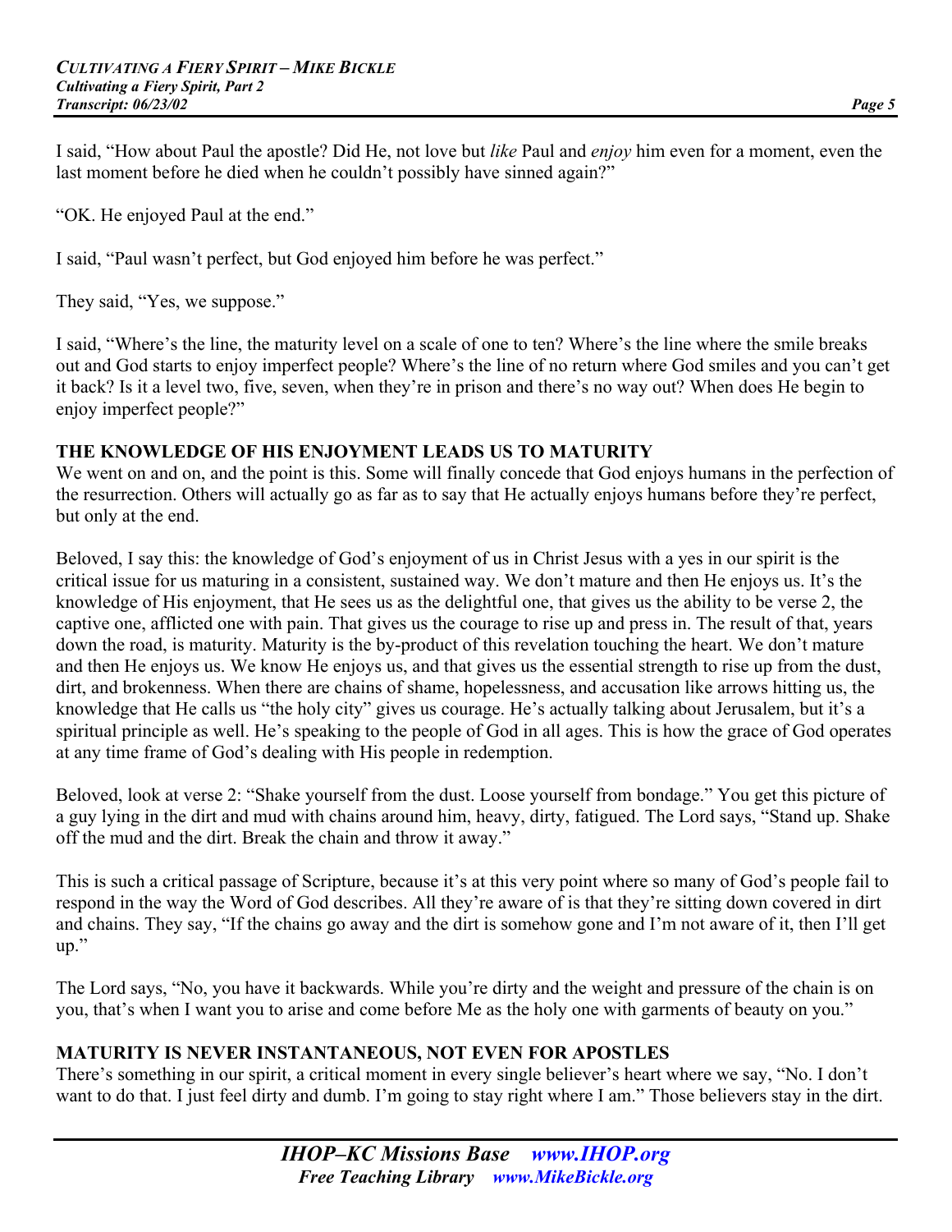I said, "How about Paul the apostle? Did He, not love but *like* Paul and *enjoy* him even for a moment, even the last moment before he died when he couldn't possibly have sinned again?"

"OK. He enjoyed Paul at the end."

I said, "Paul wasn't perfect, but God enjoyed him before he was perfect."

They said, "Yes, we suppose."

I said, "Where's the line, the maturity level on a scale of one to ten? Where's the line where the smile breaks out and God starts to enjoy imperfect people? Where's the line of no return where God smiles and you can't get it back? Is it a level two, five, seven, when they're in prison and there's no way out? When does He begin to enjoy imperfect people?"

**THE KNOWLEDGE OF HIS ENJOYMENT LEADS US TO MATURITY**

We went on and on, and the point is this. Some will finally concede that God enjoys humans in the perfection of the resurrection. Others will actually go as far as to say that He actually enjoys humans before they're perfect, but only at the end.

Beloved, I say this: the knowledge of God's enjoyment of us in Christ Jesus with a yes in our spirit is the critical issue for us maturing in a consistent, sustained way. We don't mature and then He enjoys us. It's the knowledge of His enjoyment, that He sees us as the delightful one, that gives us the ability to be verse 2, the captive one, afflicted one with pain. That gives us the courage to rise up and press in. The result of that, years down the road, is maturity. Maturity is the by-product of this revelation touching the heart. We don't mature and then He enjoys us. We know He enjoys us, and that gives us the essential strength to rise up from the dust, dirt, and brokenness. When there are chains of shame, hopelessness, and accusation like arrows hitting us, the knowledge that He calls us "the holy city" gives us courage. He's actually talking about Jerusalem, but it's a spiritual principle as well. He's speaking to the people of God in all ages. This is how the grace of God operates at any time frame of God's dealing with His people in redemption.

Beloved, look at verse 2: "Shake yourself from the dust. Loose yourself from bondage." You get this picture of a guy lying in the dirt and mud with chains around him, heavy, dirty, fatigued. The Lord says, "Stand up. Shake off the mud and the dirt. Break the chain and throw it away."

This is such a critical passage of Scripture, because it's at this very point where so many of God's people fail to respond in the way the Word of God describes. All they're aware of is that they're sitting down covered in dirt and chains. They say, "If the chains go away and the dirt is somehow gone and I'm not aware of it, then I'll get up."

The Lord says, "No, you have it backwards. While you're dirty and the weight and pressure of the chain is on you, that's when I want you to arise and come before Me as the holy one with garments of beauty on you."

**MATURITY IS NEVER INSTANTANEOUS, NOT EVEN FOR APOSTLES**

There's something in our spirit, a critical moment in every single believer's heart where we say, "No. I don't want to do that. I just feel dirty and dumb. I'm going to stay right where I am." Those believers stay in the dirt.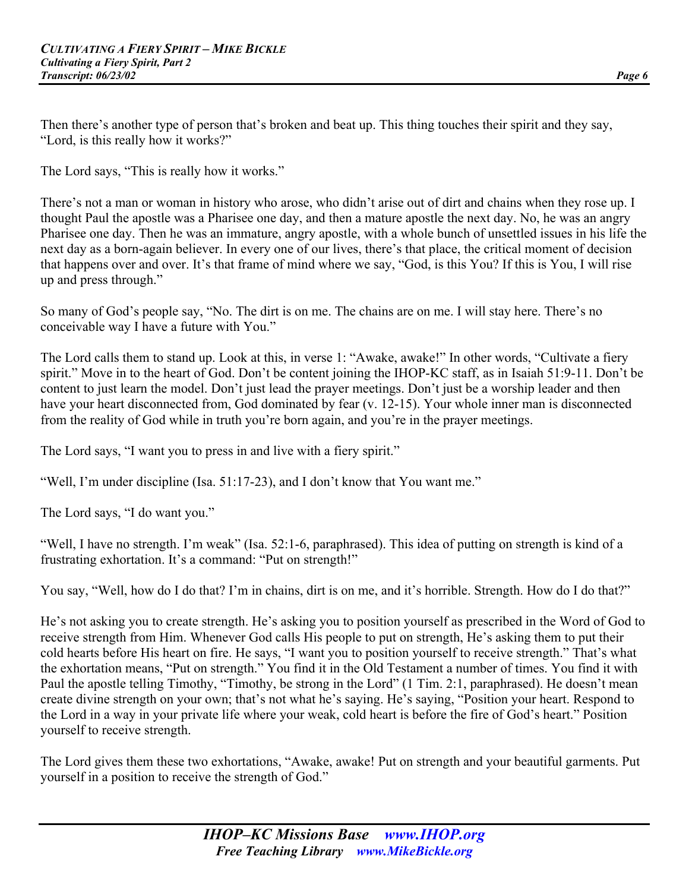Then there's another type of person that's broken and beat up. This thing touches their spirit and they say, "Lord, is this really how it works?"

The Lord says, "This is really how it works."

There's not a man or woman in history who arose, who didn't arise out of dirt and chains when they rose up. I thought Paul the apostle was a Pharisee one day, and then a mature apostle the next day. No, he was an angry Pharisee one day. Then he was an immature, angry apostle, with a whole bunch of unsettled issues in his life the next day as a born-again believer. In every one of our lives, there's that place, the critical moment of decision that happens over and over. It's that frame of mind where we say, "God, is this You? If this is You, I will rise up and press through."

So many of God's people say, "No. The dirt is on me. The chains are on me. I will stay here. There's no conceivable way I have a future with You."

The Lord calls them to stand up. Look at this, in verse 1: "Awake, awake!" In other words, "Cultivate a fiery spirit." Move in to the heart of God. Don't be content joining the IHOP-KC staff, as in Isaiah 51:9-11. Don't be content to just learn the model. Don't just lead the prayer meetings. Don't just be a worship leader and then have your heart disconnected from, God dominated by fear (v. 12-15). Your whole inner man is disconnected from the reality of God while in truth you're born again, and you're in the prayer meetings.

The Lord says, "I want you to press in and live with a fiery spirit."

"Well, I'm under discipline (Isa. 51:17-23), and I don't know that You want me."

The Lord says, "I do want you."

"Well, I have no strength. I'm weak" (Isa. 52:1-6, paraphrased). This idea of putting on strength is kind of a frustrating exhortation. It's a command: "Put on strength!"

You say, "Well, how do I do that? I'm in chains, dirt is on me, and it's horrible. Strength. How do I do that?"

He's not asking you to create strength. He's asking you to position yourself as prescribed in the Word of God to receive strength from Him. Whenever God calls His people to put on strength, He's asking them to put their cold hearts before His heart on fire. He says, "I want you to position yourself to receive strength." That's what the exhortation means, "Put on strength." You find it in the Old Testament a number of times. You find it with Paul the apostle telling Timothy, "Timothy, be strong in the Lord" (1 Tim. 2:1, paraphrased). He doesn't mean create divine strength on your own; that's not what he's saying. He's saying, "Position your heart. Respond to the Lord in a way in your private life where your weak, cold heart is before the fire of God's heart." Position yourself to receive strength.

The Lord gives them these two exhortations, "Awake, awake! Put on strength and your beautiful garments. Put yourself in a position to receive the strength of God."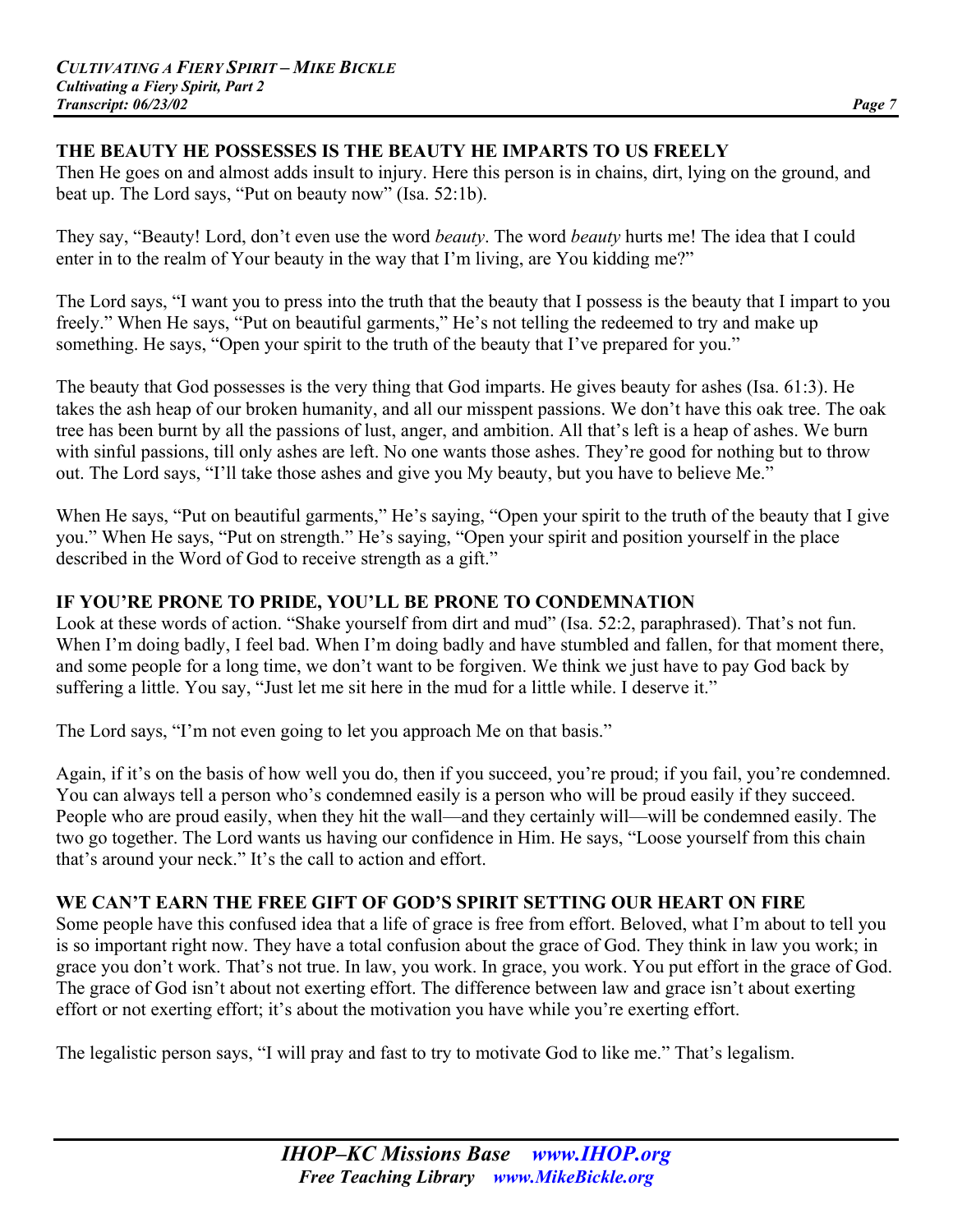## THE BEAUTY HE POSSESSES IS THE BEAUTY HE IMPARTS TO US FREELY

Then He goes on and almost adds insult to injury. Here this person is in chains, dirt, lying on the ground, and beat up. The Lord says, "Put on beauty now" (Isa. 52:1b).

They say, "Beauty! Lord, don't even use the word *beauty*. The word *beauty* hurts me! The idea that I could enter in to the realm of Your beauty in the way that I'm living, are You kidding me?"

The Lord says, "I want you to press into the truth that the beauty that I possess is the beauty that I impart to you freely." When He says, "Put on beautiful garments," He's not telling the redeemed to try and make up something. He says, "Open your spirit to the truth of the beauty that I've prepared for you."

The beauty that God possesses is the very thing that God imparts. He gives beauty for ashes (Isa. 61:3). He takes the ash heap of our broken humanity, and all our misspent passions. We don't have this oak tree. The oak tree has been burnt by all the passions of lust, anger, and ambition. All that's left is a heap of ashes. We burn with sinful passions, till only ashes are left. No one wants those ashes. They're good for nothing but to throw out. The Lord says, "I'll take those ashes and give you My beauty, but you have to believe Me."

When He says, "Put on beautiful garments," He's saying, "Open your spirit to the truth of the beauty that I give you." When He says, "Put on strength." He's saying, "Open your spirit and position yourself in the place described in the Word of God to receive strength as a gift."

## IF YOU'RE PRONE TO PRIDE, YOU'LL BE PRONE TO CONDEMNATION

Look at these words of action. "Shake yourself from dirt and mud" (Isa. 52:2, paraphrased). That's not fun. When I'm doing badly, I feel bad. When I'm doing badly and have stumbled and fallen, for that moment there, and some people for a long time, we don't want to be forgiven. We think we just have to pay God back by suffering a little. You say, "Just let me sit here in the mud for a little while. I deserve it."

The Lord says, "I'm not even going to let you approach Me on that basis."

Again, if it's on the basis of how well you do, then if you succeed, you're proud; if you fail, you're condemned. You can always tell a person who's condemned easily is a person who will be proud easily if they succeed. People who are proud easily, when they hit the wall—and they certainly will—will be condemned easily. The two go together. The Lord wants us having our confidence in Him. He says, "Loose yourself from this chain that's around your neck." It's the call to action and effort.

## WE CAN'T EARN THE FREE GIFT OF GOD'S SPIRIT SETTING OUR HEART ON FIRE

Some people have this confused idea that a life of grace is free from effort. Beloved, what I'm about to tell you is so important right now. They have a total confusion about the grace of God. They think in law you work; in grace you don't work. That's not true. In law, you work. In grace, you work. You put effort in the grace of God. The grace of God isn't about not exerting effort. The difference between law and grace isn't about exerting effort or not exerting effort; it's about the motivation you have while you're exerting effort.

The legalistic person says, "I will pray and fast to try to motivate God to like me." That's legalism.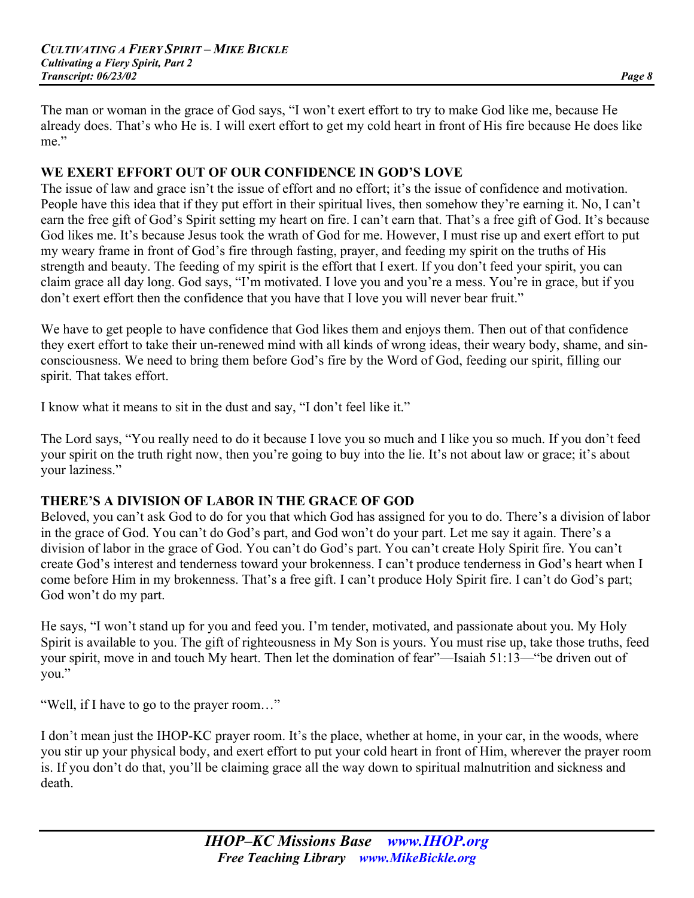The man or woman in the grace of God says, "I won't exert effort to try to make God like me, because He already does. That's who He is. I will exert effort to get my cold heart in front of His fire because He does like me."

## WE EXERT EFFORT OUT OF OUR CONFIDENCE IN GOD'S LOVE

The issue of law and grace isn't the issue of effort and no effort; it's the issue of confidence and motivation. People have this idea that if they put effort in their spiritual lives, then somehow they're earning it. No, I can't earn the free gift of God's Spirit setting my heart on fire. I can't earn that. That's a free gift of God. It's because God likes me. It's because Jesus took the wrath of God for me. However, I must rise up and exert effort to put my weary frame in front of God's fire through fasting, prayer, and feeding my spirit on the truths of His strength and beauty. The feeding of my spirit is the effort that I exert. If you don't feed your spirit, you can claim grace all day long. God says, "I'm motivated. I love you and you're a mess. You're in grace, but if you don't exert effort then the confidence that you have that I love you will never bear fruit."

We have to get people to have confidence that God likes them and enjoys them. Then out of that confidence they exert effort to take their un-renewed mind with all kinds of wrong ideas, their weary body, shame, and sin-consciousness. We need to bring them before God's fire by the Word of God, feeding our spirit, filling our spirit. That takes effort.

I know what it means to sit in the dust and say, "I don't feel like it."

The Lord says, "You really need to do it because I love you so much and I like you so much. If you don't feed your spirit on the truth right now, then you're going to buy into the lie. It's not about law or grace; it's about your laziness."

## THERE'S A DIVISION OF LABOR IN THE GRACE OF GOD

Beloved, you can't ask God to do for you that which God has assigned for you to do. There's a division of labor in the grace of God. You can't do God's part, and God won't do your part. Let me say it again. There's a division of labor in the grace of God. You can't do God's part. You can't create Holy Spirit fire. You can't create God's interest and tenderness toward your brokenness. I can't produce tenderness in God's heart when I come before Him in my brokenness. That's a free gift. I can't produce Holy Spirit fire. I can't do God's part; God won't do my part.

He says, "I won't stand up for you and feed you. I'm tender, motivated, and passionate about you. My Holy Spirit is available to you. The gift of righteousness in My Son is yours. You must rise up, take those truths, feed your spirit, move in and touch My heart. Then let the domination of fear"—Isaiah 51:13—"be driven out of you."

"Well, if I have to go to the prayer room…"

I don't mean just the IHOP-KC prayer room. It's the place, whether at home, in your car, in the woods, where you stir up your physical body, and exert effort to put your cold heart in front of Him, wherever the prayer room is. If you don't do that, you'll be claiming grace all the way down to spiritual malnutrition and sickness and death.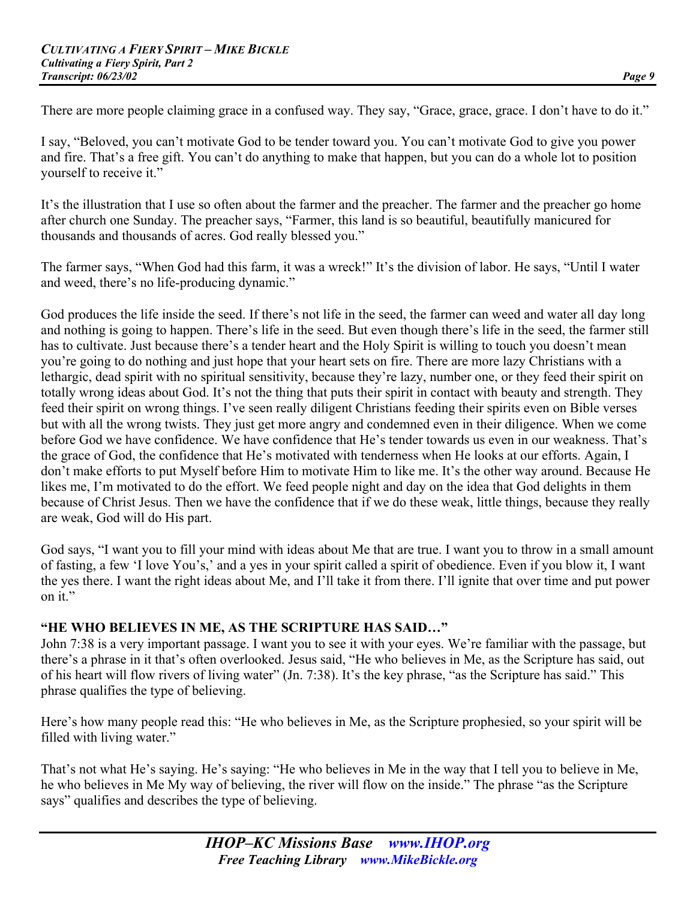There are more people claiming grace in a confused way. They say, "Grace, grace, grace. I don't have to do it."

I say, "Beloved, you can't motivate God to be tender toward you. You can't motivate God to give you power and fire. That's a free gift. You can't do anything to make that happen, but you can do a whole lot to position yourself to receive it."

It's the illustration that I use so often about the farmer and the preacher. The farmer and the preacher go home after church one Sunday. The preacher says, "Farmer, this land is so beautiful, beautifully manicured for thousands and thousands of acres. God really blessed you."

The farmer says, "When God had this farm, it was a wreck!" It's the division of labor. He says, "Until I water and weed, there's no life-producing dynamic."

God produces the life inside the seed. If there's not life in the seed, the farmer can weed and water all day long and nothing is going to happen. There's life in the seed. But even though there's life in the seed, the farmer still has to cultivate. Just because there's a tender heart and the Holy Spirit is willing to touch you doesn't mean you're going to do nothing and just hope that your heart sets on fire. There are more lazy Christians with a lethargic, dead spirit with no spiritual sensitivity, because they're lazy, number one, or they feed their spirit on totally wrong ideas about God. It's not the thing that puts their spirit in contact with beauty and strength. They feed their spirit on wrong things. I've seen really diligent Christians feeding their spirits even on Bible verses but with all the wrong twists. They just get more angry and condemned even in their diligence. When we come before God we have confidence. We have confidence that He's tender towards us even in our weakness. That's the grace of God, the confidence that He's motivated with tenderness when He looks at our efforts. Again, I don't make efforts to put Myself before Him to motivate Him to like me. It's the other way around. Because He likes me, I'm motivated to do the effort. We feed people night and day on the idea that God delights in them because of Christ Jesus. Then we have the confidence that if we do these weak, little things, because they really are weak, God will do His part.

God says, "I want you to fill your mind with ideas about Me that are true. I want you to throw in a small amount of fasting, a few 'I love You's,' and a yes in your spirit called a spirit of obedience. Even if you blow it, I want the yes there. I want the right ideas about Me, and I'll take it from there. I'll ignite that over time and put power on it."

### "HE WHO BELIEVES IN ME, AS THE SCRIPTURE HAS SAID…"

John 7:38 is a very important passage. I want you to see it with your eyes. We're familiar with the passage, but there's a phrase in it that's often overlooked. Jesus said, "He who believes in Me, as the Scripture has said, out of his heart will flow rivers of living water" (Jn. 7:38). It's the key phrase, "as the Scripture has said." This phrase qualifies the type of believing.

Here's how many people read this: "He who believes in Me, as the Scripture prophesied, so your spirit will be filled with living water."

That's not what He's saying. He's saying: "He who believes in Me in the way that I tell you to believe in Me, he who believes in Me My way of believing, the river will flow on the inside." The phrase "as the Scripture says" qualifies and describes the type of believing.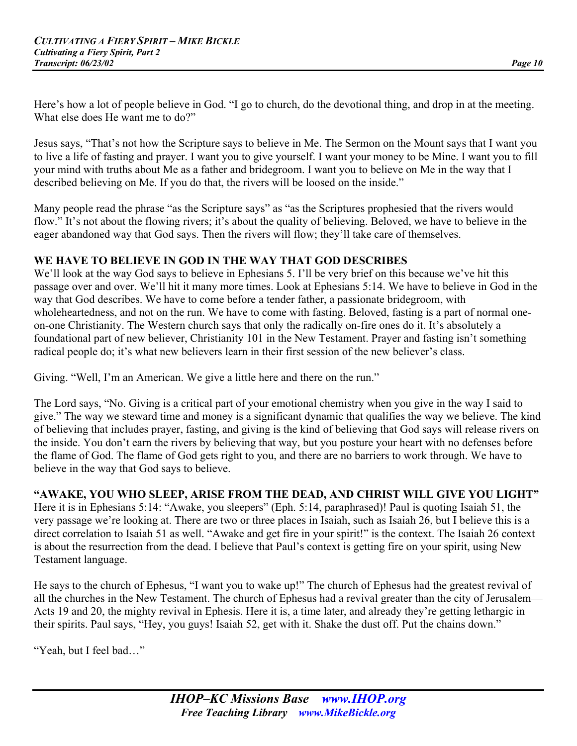Here's how a lot of people believe in God. "I go to church, do the devotional thing, and drop in at the meeting. What else does He want me to do?"

Jesus says, "That's not how the Scripture says to believe in Me. The Sermon on the Mount says that I want you to live a life of fasting and prayer. I want you to give yourself. I want your money to be Mine. I want you to fill your mind with truths about Me as a father and bridegroom. I want you to believe on Me in the way that I described believing on Me. If you do that, the rivers will be loosed on the inside."

Many people read the phrase "as the Scripture says" as "as the Scriptures prophesied that the rivers would flow." It's not about the flowing rivers; it's about the quality of believing. Beloved, we have to believe in the eager abandoned way that God says. Then the rivers will flow; they'll take care of themselves.

**WE HAVE TO BELIEVE IN GOD IN THE WAY THAT GOD DESCRIBES**

We'll look at the way God says to believe in Ephesians 5. I'll be very brief on this because we've hit this passage over and over. We'll hit it many more times. Look at Ephesians 5:14. We have to believe in God in the way that God describes. We have to come before a tender father, a passionate bridegroom, with wholeheartedness, and not on the run. We have to come with fasting. Beloved, fasting is a part of normal one-on-one Christianity. The Western church says that only the radically on-fire ones do it. It's absolutely a foundational part of new believer, Christianity 101 in the New Testament. Prayer and fasting isn't something radical people do; it's what new believers learn in their first session of the new believer's class.

Giving. "Well, I'm an American. We give a little here and there on the run."

The Lord says, "No. Giving is a critical part of your emotional chemistry when you give in the way I said to give." The way we steward time and money is a significant dynamic that qualifies the way we believe. The kind of believing that includes prayer, fasting, and giving is the kind of believing that God says will release rivers on the inside. You don't earn the rivers by believing that way, but you posture your heart with no defenses before the flame of God. The flame of God gets right to you, and there are no barriers to work through. We have to believe in the way that God says to believe.

**"AWAKE, YOU WHO SLEEP, ARISE FROM THE DEAD, AND CHRIST WILL GIVE YOU LIGHT"**

Here it is in Ephesians 5:14: "Awake, you sleepers" (Eph. 5:14, paraphrased)! Paul is quoting Isaiah 51, the very passage we're looking at. There are two or three places in Isaiah, such as Isaiah 26, but I believe this is a direct correlation to Isaiah 51 as well. "Awake and get fire in your spirit!" is the context. The Isaiah 26 context is about the resurrection from the dead. I believe that Paul's context is getting fire on your spirit, using New Testament language.

He says to the church of Ephesus, "I want you to wake up!" The church of Ephesus had the greatest revival of all the churches in the New Testament. The church of Ephesus had a revival greater than the city of Jerusalem—Acts 19 and 20, the mighty revival in Ephesis. Here it is, a time later, and already they're getting lethargic in their spirits. Paul says, "Hey, you guys! Isaiah 52, get with it. Shake the dust off. Put the chains down."

"Yeah, but I feel bad…"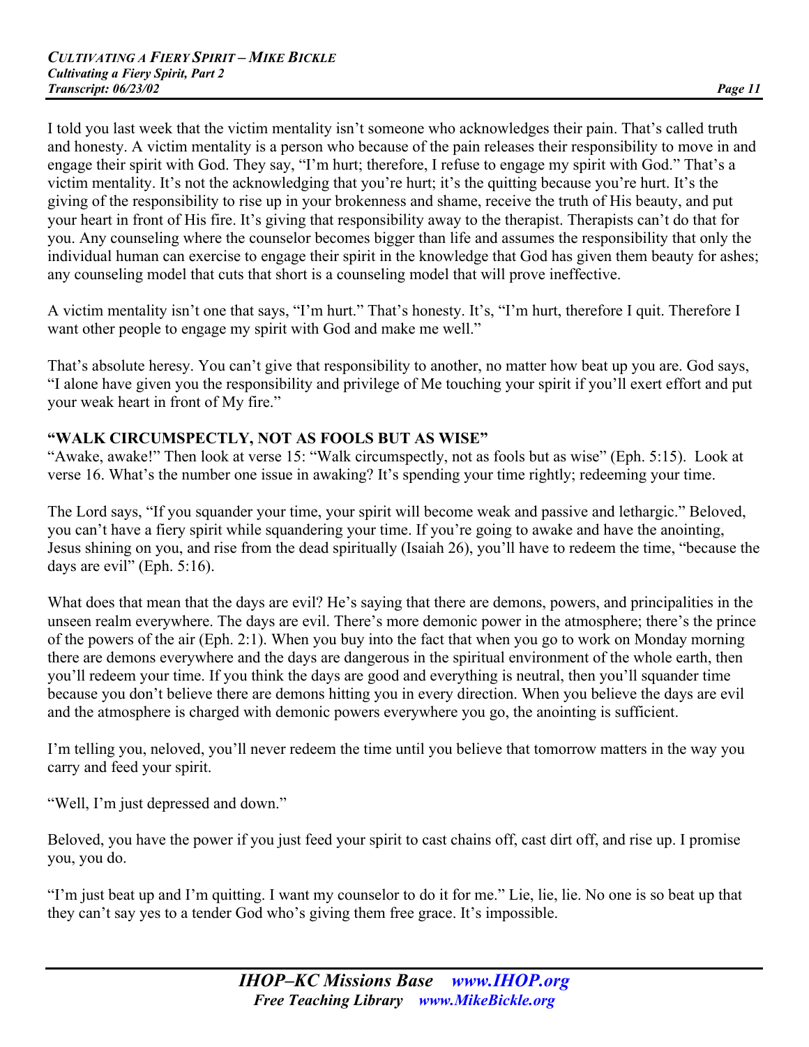I told you last week that the victim mentality isn't someone who acknowledges their pain. That's called truth and honesty. A victim mentality is a person who because of the pain releases their responsibility to move in and engage their spirit with God. They say, "I'm hurt; therefore, I refuse to engage my spirit with God." That's a victim mentality. It's not the acknowledging that you're hurt; it's the quitting because you're hurt. It's the giving of the responsibility to rise up in your brokenness and shame, receive the truth of His beauty, and put your heart in front of His fire. It's giving that responsibility away to the therapist. Therapists can't do that for you. Any counseling where the counselor becomes bigger than life and assumes the responsibility that only the individual human can exercise to engage their spirit in the knowledge that God has given them beauty for ashes; any counseling model that cuts that short is a counseling model that will prove ineffective.

A victim mentality isn't one that says, "I'm hurt." That's honesty. It's, "I'm hurt, therefore I quit. Therefore I want other people to engage my spirit with God and make me well."

That's absolute heresy. You can't give that responsibility to another, no matter how beat up you are. God says, "I alone have given you the responsibility and privilege of Me touching your spirit if you'll exert effort and put your weak heart in front of My fire."

**"WALK CIRCUMSPECTLY, NOT AS FOOLS BUT AS WISE"**

"Awake, awake!" Then look at verse 15: "Walk circumspectly, not as fools but as wise" (Eph. 5:15). Look at verse 16. What's the number one issue in awaking? It's spending your time rightly; redeeming your time.

The Lord says, "If you squander your time, your spirit will become weak and passive and lethargic." Beloved, you can't have a fiery spirit while squandering your time. If you're going to awake and have the anointing, Jesus shining on you, and rise from the dead spiritually (Isaiah 26), you'll have to redeem the time, "because the days are evil" (Eph. 5:16).

What does that mean that the days are evil? He's saying that there are demons, powers, and principalities in the unseen realm everywhere. The days are evil. There's more demonic power in the atmosphere; there's the prince of the powers of the air (Eph. 2:1). When you buy into the fact that when you go to work on Monday morning there are demons everywhere and the days are dangerous in the spiritual environment of the whole earth, then you'll redeem your time. If you think the days are good and everything is neutral, then you'll squander time because you don't believe there are demons hitting you in every direction. When you believe the days are evil and the atmosphere is charged with demonic powers everywhere you go, the anointing is sufficient.

I'm telling you, neloved, you'll never redeem the time until you believe that tomorrow matters in the way you carry and feed your spirit.

"Well, I'm just depressed and down."

Beloved, you have the power if you just feed your spirit to cast chains off, cast dirt off, and rise up. I promise you, you do.

"I'm just beat up and I'm quitting. I want my counselor to do it for me." Lie, lie, lie. No one is so beat up that they can't say yes to a tender God who's giving them free grace. It's impossible.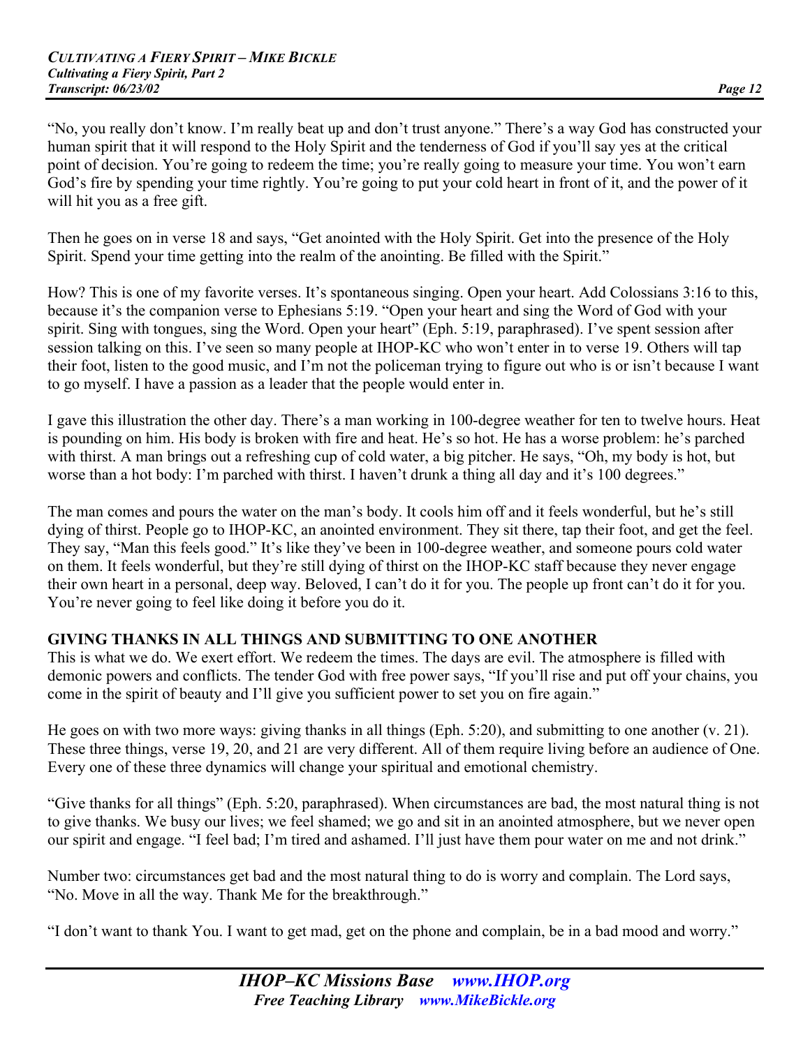"No, you really don't know. I'm really beat up and don't trust anyone." There's a way God has constructed your human spirit that it will respond to the Holy Spirit and the tenderness of God if you'll say yes at the critical point of decision. You're going to redeem the time; you're really going to measure your time. You won't earn God's fire by spending your time rightly. You're going to put your cold heart in front of it, and the power of it will hit you as a free gift.

Then he goes on in verse 18 and says, "Get anointed with the Holy Spirit. Get into the presence of the Holy Spirit. Spend your time getting into the realm of the anointing. Be filled with the Spirit."

How? This is one of my favorite verses. It's spontaneous singing. Open your heart. Add Colossians 3:16 to this, because it's the companion verse to Ephesians 5:19. "Open your heart and sing the Word of God with your spirit. Sing with tongues, sing the Word. Open your heart" (Eph. 5:19, paraphrased). I've spent session after session talking on this. I've seen so many people at IHOP-KC who won't enter in to verse 19. Others will tap their foot, listen to the good music, and I'm not the policeman trying to figure out who is or isn't because I want to go myself. I have a passion as a leader that the people would enter in.

I gave this illustration the other day. There's a man working in 100-degree weather for ten to twelve hours. Heat is pounding on him. His body is broken with fire and heat. He's so hot. He has a worse problem: he's parched with thirst. A man brings out a refreshing cup of cold water, a big pitcher. He says, "Oh, my body is hot, but worse than a hot body: I'm parched with thirst. I haven't drunk a thing all day and it's 100 degrees."

The man comes and pours the water on the man's body. It cools him off and it feels wonderful, but he's still dying of thirst. People go to IHOP-KC, an anointed environment. They sit there, tap their foot, and get the feel. They say, "Man this feels good." It's like they've been in 100-degree weather, and someone pours cold water on them. It feels wonderful, but they're still dying of thirst on the IHOP-KC staff because they never engage their own heart in a personal, deep way. Beloved, I can't do it for you. The people up front can't do it for you. You're never going to feel like doing it before you do it.

## GIVING THANKS IN ALL THINGS AND SUBMITTING TO ONE ANOTHER

This is what we do. We exert effort. We redeem the times. The days are evil. The atmosphere is filled with demonic powers and conflicts. The tender God with free power says, "If you'll rise and put off your chains, you come in the spirit of beauty and I'll give you sufficient power to set you on fire again."

He goes on with two more ways: giving thanks in all things (Eph. 5:20), and submitting to one another (v. 21). These three things, verse 19, 20, and 21 are very different. All of them require living before an audience of One. Every one of these three dynamics will change your spiritual and emotional chemistry.

"Give thanks for all things" (Eph. 5:20, paraphrased). When circumstances are bad, the most natural thing is not to give thanks. We busy our lives; we feel shamed; we go and sit in an anointed atmosphere, but we never open our spirit and engage. "I feel bad; I'm tired and ashamed. I'll just have them pour water on me and not drink."

Number two: circumstances get bad and the most natural thing to do is worry and complain. The Lord says, "No. Move in all the way. Thank Me for the breakthrough."

"I don't want to thank You. I want to get mad, get on the phone and complain, be in a bad mood and worry."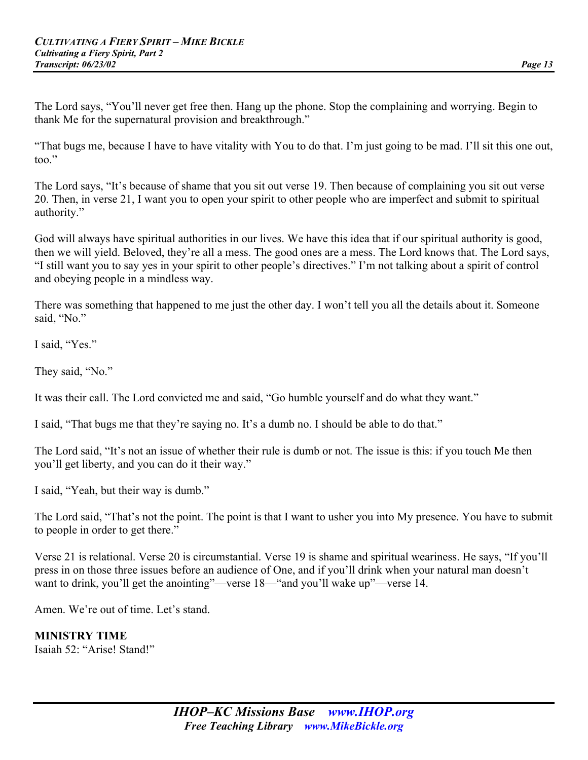The Lord says, "You'll never get free then. Hang up the phone. Stop the complaining and worrying. Begin to thank Me for the supernatural provision and breakthrough."

"That bugs me, because I have to have vitality with You to do that. I'm just going to be mad. I'll sit this one out, too."

The Lord says, "It's because of shame that you sit out verse 19. Then because of complaining you sit out verse 20. Then, in verse 21, I want you to open your spirit to other people who are imperfect and submit to spiritual authority."

God will always have spiritual authorities in our lives. We have this idea that if our spiritual authority is good, then we will yield. Beloved, they're all a mess. The good ones are a mess. The Lord knows that. The Lord says, "I still want you to say yes in your spirit to other people's directives." I'm not talking about a spirit of control and obeying people in a mindless way.

There was something that happened to me just the other day. I won't tell you all the details about it. Someone said, "No."

I said, "Yes."

They said, "No."

It was their call. The Lord convicted me and said, "Go humble yourself and do what they want."

I said, "That bugs me that they're saying no. It's a dumb no. I should be able to do that."

The Lord said, "It's not an issue of whether their rule is dumb or not. The issue is this: if you touch Me then you'll get liberty, and you can do it their way."

I said, "Yeah, but their way is dumb."

The Lord said, "That's not the point. The point is that I want to usher you into My presence. You have to submit to people in order to get there."

Verse 21 is relational. Verse 20 is circumstantial. Verse 19 is shame and spiritual weariness. He says, "If you'll press in on those three issues before an audience of One, and if you'll drink when your natural man doesn't want to drink, you'll get the anointing"—verse 18—"and you'll wake up"—verse 14.

Amen. We're out of time. Let's stand.

**MINISTRY TIME**
Isaiah 52: "Arise! Stand!"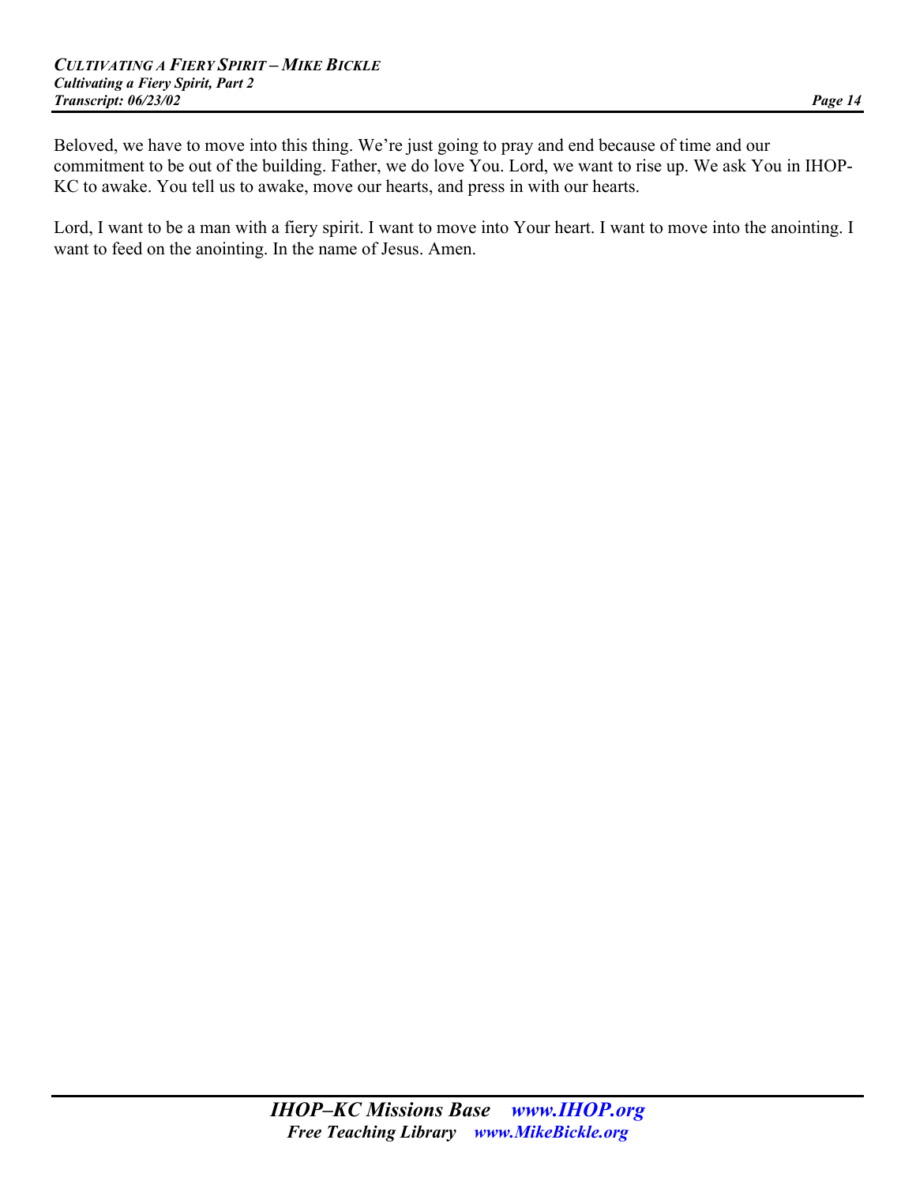Beloved, we have to move into this thing. We're just going to pray and end because of time and our commitment to be out of the building. Father, we do love You. Lord, we want to rise up. We ask You in IHOP-KC to awake. You tell us to awake, move our hearts, and press in with our hearts.

Lord, I want to be a man with a fiery spirit. I want to move into Your heart. I want to move into the anointing. I want to feed on the anointing. In the name of Jesus. Amen.